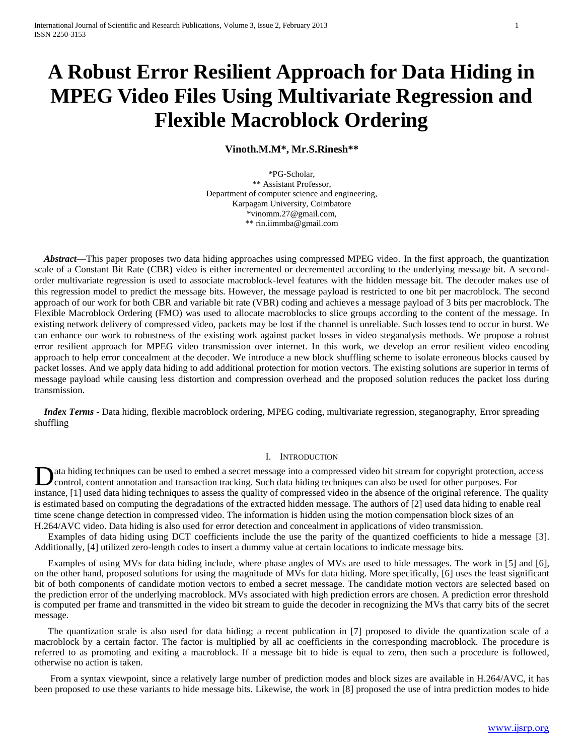# A Robust Error Resilient Approach for Data Hiding in MPEG Video Files Using Multivariate Regression and Flexible Macroblock Ordering

**Vinoth.M.M*, Mr.S.Rinesh****

*PG-Scholar,
** Assistant Professor,
Department of computer science and engineering,
Karpagam University, Coimbatore
*vinomm.27@gmail.com,
** rin.iimmba@gmail.com

***Abstract***—This paper proposes two data hiding approaches using compressed MPEG video. In the first approach, the quantization scale of a Constant Bit Rate (CBR) video is either incremented or decremented according to the underlying message bit. A second-order multivariate regression is used to associate macroblock-level features with the hidden message bit. The decoder makes use of this regression model to predict the message bits. However, the message payload is restricted to one bit per macroblock. The second approach of our work for both CBR and variable bit rate (VBR) coding and achieves a message payload of 3 bits per macroblock. The Flexible Macroblock Ordering (FMO) was used to allocate macroblocks to slice groups according to the content of the message. In existing network delivery of compressed video, packets may be lost if the channel is unreliable. Such losses tend to occur in burst. We can enhance our work to robustness of the existing work against packet losses in video steganalysis methods. We propose a robust error resilient approach for MPEG video transmission over internet. In this work, we develop an error resilient video encoding approach to help error concealment at the decoder. We introduce a new block shuffling scheme to isolate erroneous blocks caused by packet losses. And we apply data hiding to add additional protection for motion vectors. The existing solutions are superior in terms of message payload while causing less distortion and compression overhead and the proposed solution reduces the packet loss during transmission.

***Index Terms*** - Data hiding, flexible macroblock ordering, MPEG coding, multivariate regression, steganography, Error spreading shuffling

## I. Introduction

Data hiding techniques can be used to embed a secret message into a compressed video bit stream for copyright protection, access control, content annotation and transaction tracking. Such data hiding techniques can also be used for other purposes. For instance, [1] used data hiding techniques to assess the quality of compressed video in the absence of the original reference. The quality is estimated based on computing the degradations of the extracted hidden message. The authors of [2] used data hiding to enable real time scene change detection in compressed video. The information is hidden using the motion compensation block sizes of an H.264/AVC video. Data hiding is also used for error detection and concealment in applications of video transmission.

Examples of data hiding using DCT coefficients include the use the parity of the quantized coefficients to hide a message [3]. Additionally, [4] utilized zero-length codes to insert a dummy value at certain locations to indicate message bits.

Examples of using MVs for data hiding include, where phase angles of MVs are used to hide messages. The work in [5] and [6], on the other hand, proposed solutions for using the magnitude of MVs for data hiding. More specifically, [6] uses the least significant bit of both components of candidate motion vectors to embed a secret message. The candidate motion vectors are selected based on the prediction error of the underlying macroblock. MVs associated with high prediction errors are chosen. A prediction error threshold is computed per frame and transmitted in the video bit stream to guide the decoder in recognizing the MVs that carry bits of the secret message.

The quantization scale is also used for data hiding; a recent publication in [7] proposed to divide the quantization scale of a macroblock by a certain factor. The factor is multiplied by all ac coefficients in the corresponding macroblock. The procedure is referred to as promoting and exiting a macroblock. If a message bit to hide is equal to zero, then such a procedure is followed, otherwise no action is taken.

From a syntax viewpoint, since a relatively large number of prediction modes and block sizes are available in H.264/AVC, it has been proposed to use these variants to hide message bits. Likewise, the work in [8] proposed the use of intra prediction modes to hide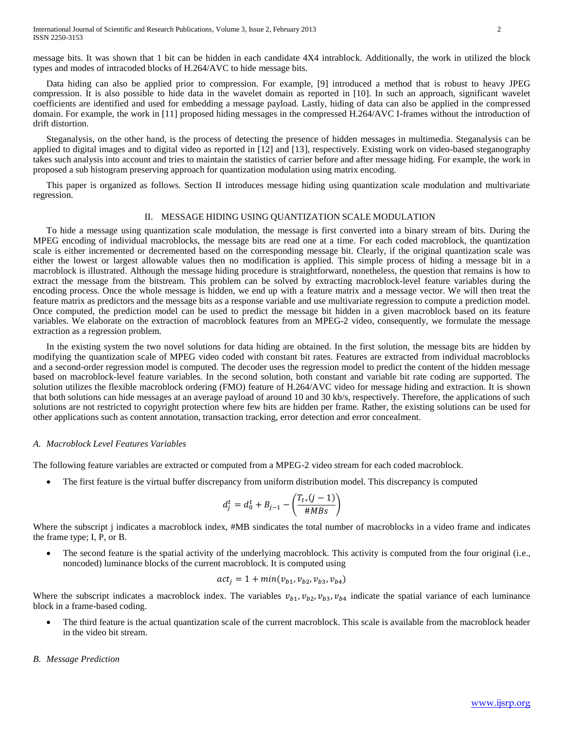message bits. It was shown that 1 bit can be hidden in each candidate 4X4 intrablock. Additionally, the work in utilized the block types and modes of intracoded blocks of H.264/AVC to hide message bits.

Data hiding can also be applied prior to compression. For example, [9] introduced a method that is robust to heavy JPEG compression. It is also possible to hide data in the wavelet domain as reported in [10]. In such an approach, significant wavelet coefficients are identified and used for embedding a message payload. Lastly, hiding of data can also be applied in the compressed domain. For example, the work in [11] proposed hiding messages in the compressed H.264/AVC I-frames without the introduction of drift distortion.

Steganalysis, on the other hand, is the process of detecting the presence of hidden messages in multimedia. Steganalysis can be applied to digital images and to digital video as reported in [12] and [13], respectively. Existing work on video-based steganography takes such analysis into account and tries to maintain the statistics of carrier before and after message hiding. For example, the work in proposed a sub histogram preserving approach for quantization modulation using matrix encoding.

This paper is organized as follows. Section II introduces message hiding using quantization scale modulation and multivariate regression.

## II. MESSAGE HIDING USING QUANTIZATION SCALE MODULATION

To hide a message using quantization scale modulation, the message is first converted into a binary stream of bits. During the MPEG encoding of individual macroblocks, the message bits are read one at a time. For each coded macroblock, the quantization scale is either incremented or decremented based on the corresponding message bit. Clearly, if the original quantization scale was either the lowest or largest allowable values then no modification is applied. This simple process of hiding a message bit in a macroblock is illustrated. Although the message hiding procedure is straightforward, nonetheless, the question that remains is how to extract the message from the bitstream. This problem can be solved by extracting macroblock-level feature variables during the encoding process. Once the whole message is hidden, we end up with a feature matrix and a message vector. We will then treat the feature matrix as predictors and the message bits as a response variable and use multivariate regression to compute a prediction model. Once computed, the prediction model can be used to predict the message bit hidden in a given macroblock based on its feature variables. We elaborate on the extraction of macroblock features from an MPEG-2 video, consequently, we formulate the message extraction as a regression problem.

In the existing system the two novel solutions for data hiding are obtained. In the first solution, the message bits are hidden by modifying the quantization scale of MPEG video coded with constant bit rates. Features are extracted from individual macroblocks and a second-order regression model is computed. The decoder uses the regression model to predict the content of the hidden message based on macroblock-level feature variables. In the second solution, both constant and variable bit rate coding are supported. The solution utilizes the flexible macroblock ordering (FMO) feature of H.264/AVC video for message hiding and extraction. It is shown that both solutions can hide messages at an average payload of around 10 and 30 kb/s, respectively. Therefore, the applications of such solutions are not restricted to copyright protection where few bits are hidden per frame. Rather, the existing solutions can be used for other applications such as content annotation, transaction tracking, error detection and error concealment.

### A. Macroblock Level Features Variables

The following feature variables are extracted or computed from a MPEG-2 video stream for each coded macroblock.

- The first feature is the virtual buffer discrepancy from uniform distribution model. This discrepancy is computed

$$d_j^t = d_0^t + B_{j-1} - \left(\frac{T_{t*}(j-1)}{\#MBs}\right)$$

Where the subscript j indicates a macroblock index, #MB sindicates the total number of macroblocks in a video frame and indicates the frame type; I, P, or B.

- The second feature is the spatial activity of the underlying macroblock. This activity is computed from the four original (i.e., noncoded) luminance blocks of the current macroblock. It is computed using

$$act_j = 1 + min(v_{b1}, v_{b2}, v_{b3}, v_{b4})$$

Where the subscript indicates a macroblock index. The variables $v_{b1}, v_{b2}, v_{b3}, v_{b4}$ indicate the spatial variance of each luminance block in a frame-based coding.

- The third feature is the actual quantization scale of the current macroblock. This scale is available from the macroblock header in the video bit stream.

### B. Message Prediction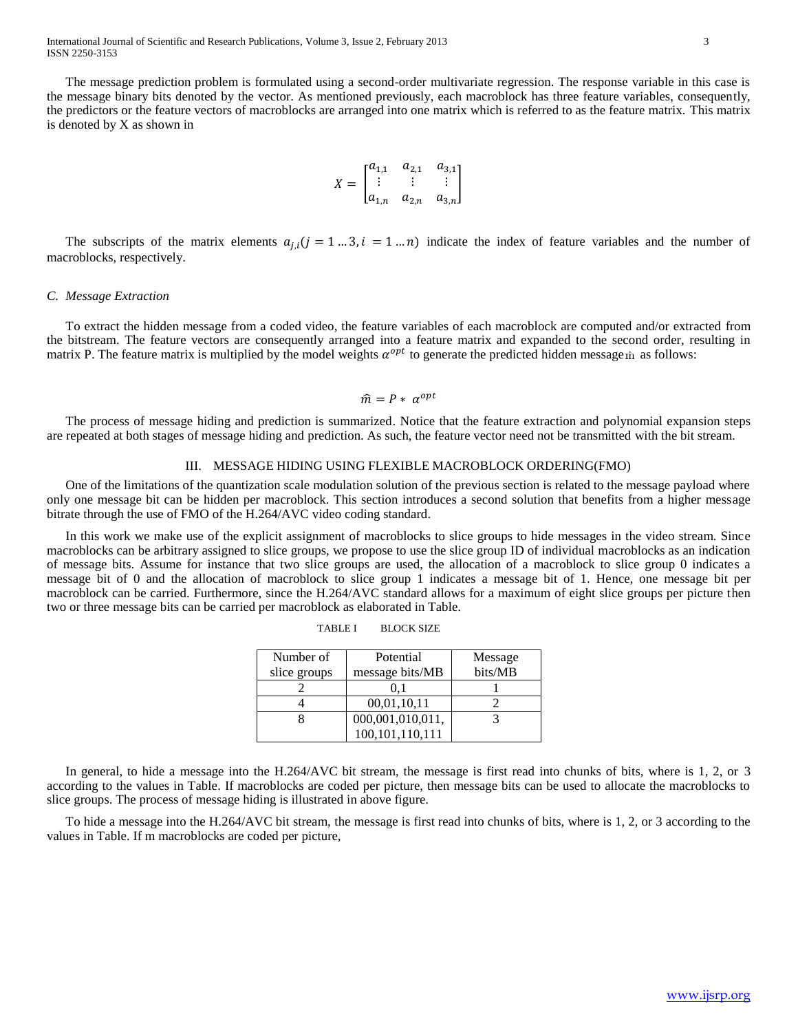The message prediction problem is formulated using a second-order multivariate regression. The response variable in this case is the message binary bits denoted by the vector. As mentioned previously, each macroblock has three feature variables, consequently, the predictors or the feature vectors of macroblocks are arranged into one matrix which is referred to as the feature matrix. This matrix is denoted by X as shown in

$$X = \begin{bmatrix} a_{1,1} & a_{2,1} & a_{3,1} \\ \vdots & \vdots & \vdots \\ a_{1,n} & a_{2,n} & a_{3,n} \end{bmatrix}$$

The subscripts of the matrix elements $a_{j,i}(j = 1 \ldots 3, i = 1 \ldots n)$ indicate the index of feature variables and the number of macroblocks, respectively.

### *C. Message Extraction*

To extract the hidden message from a coded video, the feature variables of each macroblock are computed and/or extracted from the bitstream. The feature vectors are consequently arranged into a feature matrix and expanded to the second order, resulting in matrix P. The feature matrix is multiplied by the model weights $\alpha^{opt}$ to generate the predicted hidden message $\hat{m}$ as follows:

$$\hat{m} = P * \alpha^{opt}$$

The process of message hiding and prediction is summarized. Notice that the feature extraction and polynomial expansion steps are repeated at both stages of message hiding and prediction. As such, the feature vector need not be transmitted with the bit stream.

## III. Message Hiding Using Flexible Macroblock Ordering(FMO)

One of the limitations of the quantization scale modulation solution of the previous section is related to the message payload where only one message bit can be hidden per macroblock. This section introduces a second solution that benefits from a higher message bitrate through the use of FMO of the H.264/AVC video coding standard.

In this work we make use of the explicit assignment of macroblocks to slice groups to hide messages in the video stream. Since macroblocks can be arbitrary assigned to slice groups, we propose to use the slice group ID of individual macroblocks as an indication of message bits. Assume for instance that two slice groups are used, the allocation of a macroblock to slice group 0 indicates a message bit of 0 and the allocation of macroblock to slice group 1 indicates a message bit of 1. Hence, one message bit per macroblock can be carried. Furthermore, since the H.264/AVC standard allows for a maximum of eight slice groups per picture then two or three message bits can be carried per macroblock as elaborated in Table.

TABLE I BLOCK SIZE

| Number of slice groups | Potential message bits/MB | Message bits/MB |
|---|---|---|
| 2 | 0,1 | 1 |
| 4 | 00,01,10,11 | 2 |
| 8 | 000,001,010,011, 100,101,110,111 | 3 |

In general, to hide a message into the H.264/AVC bit stream, the message is first read into chunks of bits, where is 1, 2, or 3 according to the values in Table. If macroblocks are coded per picture, then message bits can be used to allocate the macroblocks to slice groups. The process of message hiding is illustrated in above figure.

To hide a message into the H.264/AVC bit stream, the message is first read into chunks of bits, where is 1, 2, or 3 according to the values in Table. If m macroblocks are coded per picture,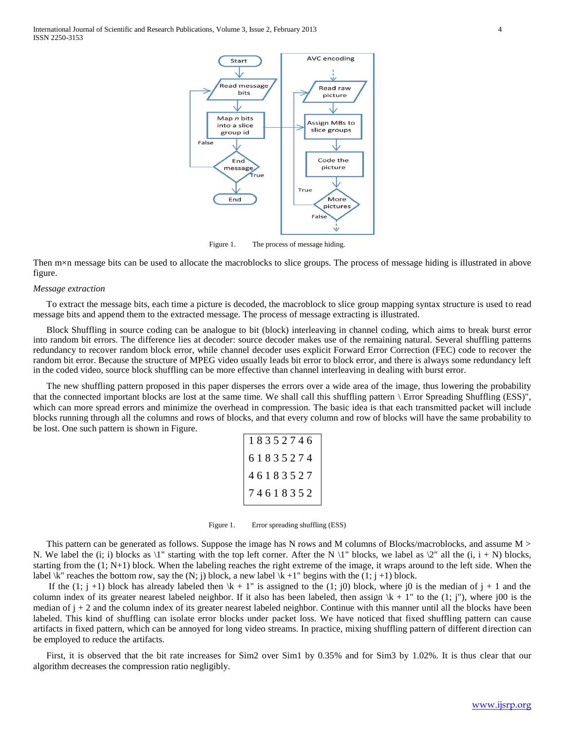Figure 1. The process of message hiding.

Then m×n message bits can be used to allocate the macroblocks to slice groups. The process of message hiding is illustrated in above figure.

*Message extraction*

To extract the message bits, each time a picture is decoded, the macroblock to slice group mapping syntax structure is used to read message bits and append them to the extracted message. The process of message extracting is illustrated.

Block Shuffling in source coding can be analogue to bit (block) interleaving in channel coding, which aims to break burst error into random bit errors. The difference lies at decoder: source decoder makes use of the remaining natural. Several shuffling patterns redundancy to recover random block error, while channel decoder uses explicit Forward Error Correction (FEC) code to recover the random bit error. Because the structure of MPEG video usually leads bit error to block error, and there is always some redundancy left in the coded video, source block shuffling can be more effective than channel interleaving in dealing with burst error.

The new shuffling pattern proposed in this paper disperses the errors over a wide area of the image, thus lowering the probability that the connected important blocks are lost at the same time. We shall call this shuffling pattern \ Error Spreading Shuffling (ESS)", which can more spread errors and minimize the overhead in compression. The basic idea is that each transmitted packet will include blocks running through all the columns and rows of blocks, and that every column and row of blocks will have the same probability to be lost. One such pattern is shown in Figure.

|   |   |   |   |   |   |   |   |
|---|---|---|---|---|---|---|---|
| 1 | 8 | 3 | 5 | 2 | 7 | 4 | 6 |
| 6 | 1 | 8 | 3 | 5 | 2 | 7 | 4 |
| 4 | 6 | 1 | 8 | 3 | 5 | 2 | 7 |
| 7 | 4 | 6 | 1 | 8 | 3 | 5 | 2 |

Figure 1. Error spreading shuffling (ESS)

This pattern can be generated as follows. Suppose the image has N rows and M columns of Blocks/macroblocks, and assume M > N. We label the (i; i) blocks as \1" starting with the top left corner. After the N \1" blocks, we label as \2" all the (i, i + N) blocks, starting from the (1; N+1) block. When the labeling reaches the right extreme of the image, it wraps around to the left side. When the label \k" reaches the bottom row, say the (N; j) block, a new label \k +1" begins with the (1; j +1) block.

If the (1; j +1) block has already labeled then \k + 1" is assigned to the (1; j0) block, where j0 is the median of j + 1 and the column index of its greater nearest labeled neighbor. If it also has been labeled, then assign \k + 1" to the (1; j"), where j00 is the median of j + 2 and the column index of its greater nearest labeled neighbor. Continue with this manner until all the blocks have been labeled. This kind of shuffling can isolate error blocks under packet loss. We have noticed that fixed shuffling pattern can cause artifacts in fixed pattern, which can be annoyed for long video streams. In practice, mixing shuffling pattern of different direction can be employed to reduce the artifacts.

First, it is observed that the bit rate increases for Sim2 over Sim1 by 0.35% and for Sim3 by 1.02%. It is thus clear that our algorithm decreases the compression ratio negligibly.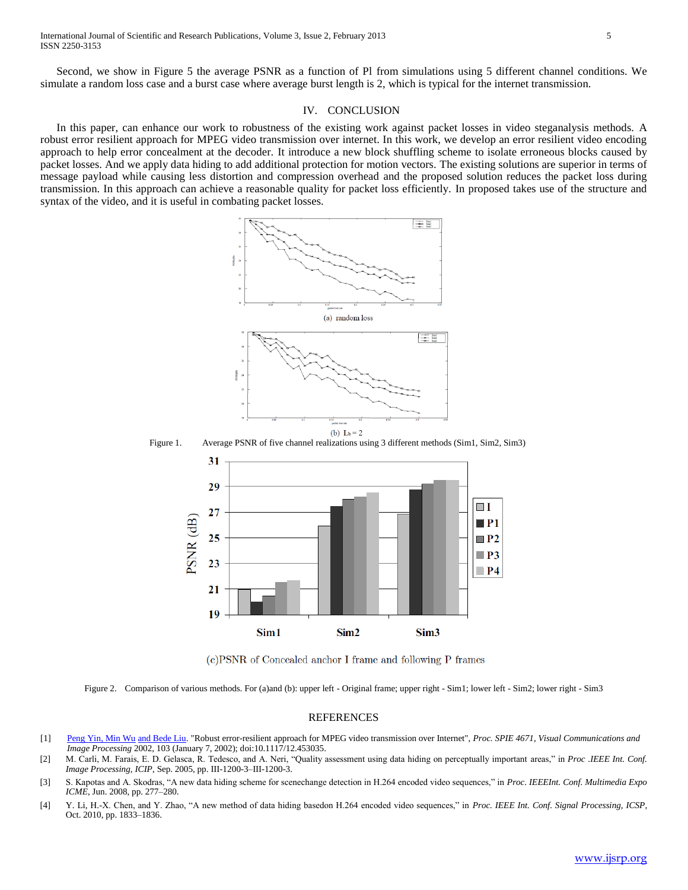Second, we show in Figure 5 the average PSNR as a function of Pl from simulations using 5 different channel conditions. We simulate a random loss case and a burst case where average burst length is 2, which is typical for the internet transmission.

## IV. CONCLUSION

In this paper, can enhance our work to robustness of the existing work against packet losses in video steganalysis methods. A robust error resilient approach for MPEG video transmission over internet. In this work, we develop an error resilient video encoding approach to help error concealment at the decoder. It introduce a new block shuffling scheme to isolate erroneous blocks caused by packet losses. And we apply data hiding to add additional protection for motion vectors. The existing solutions are superior in terms of message payload while causing less distortion and compression overhead and the proposed solution reduces the packet loss during transmission. In this approach can achieve a reasonable quality for packet loss efficiently. In proposed takes use of the structure and syntax of the video, and it is useful in combating packet losses.

(a) random loss

(b) $L_b = 2$

Figure 1. Average PSNR of five channel realizations using 3 different methods (Sim1, Sim2, Sim3)

(c)PSNR of Concealed anchor I frame and following P frames

Figure 2. Comparison of various methods. For (a)and (b): upper left - Original frame; upper right - Sim1; lower left - Sim2; lower right - Sim3

## REFERENCES

[1] Peng Yin, Min Wu and Bede Liu. "Robust error-resilient approach for MPEG video transmission over Internet", *Proc. SPIE 4671, Visual Communications and Image Processing* 2002, 103 (January 7, 2002); doi:10.1117/12.453035.

[2] M. Carli, M. Farais, E. D. Gelasca, R. Tedesco, and A. Neri, "Quality assessment using data hiding on perceptually important areas," in *Proc .IEEE Int. Conf. Image Processing, ICIP*, Sep. 2005, pp. III-1200-3–III-1200-3.

[3] S. Kapotas and A. Skodras, "A new data hiding scheme for scenechange detection in H.264 encoded video sequences," in *Proc. IEEEInt. Conf. Multimedia Expo ICME*, Jun. 2008, pp. 277–280.

[4] Y. Li, H.-X. Chen, and Y. Zhao, "A new method of data hiding basedon H.264 encoded video sequences," in *Proc. IEEE Int. Conf. Signal Processing, ICSP*, Oct. 2010, pp. 1833–1836.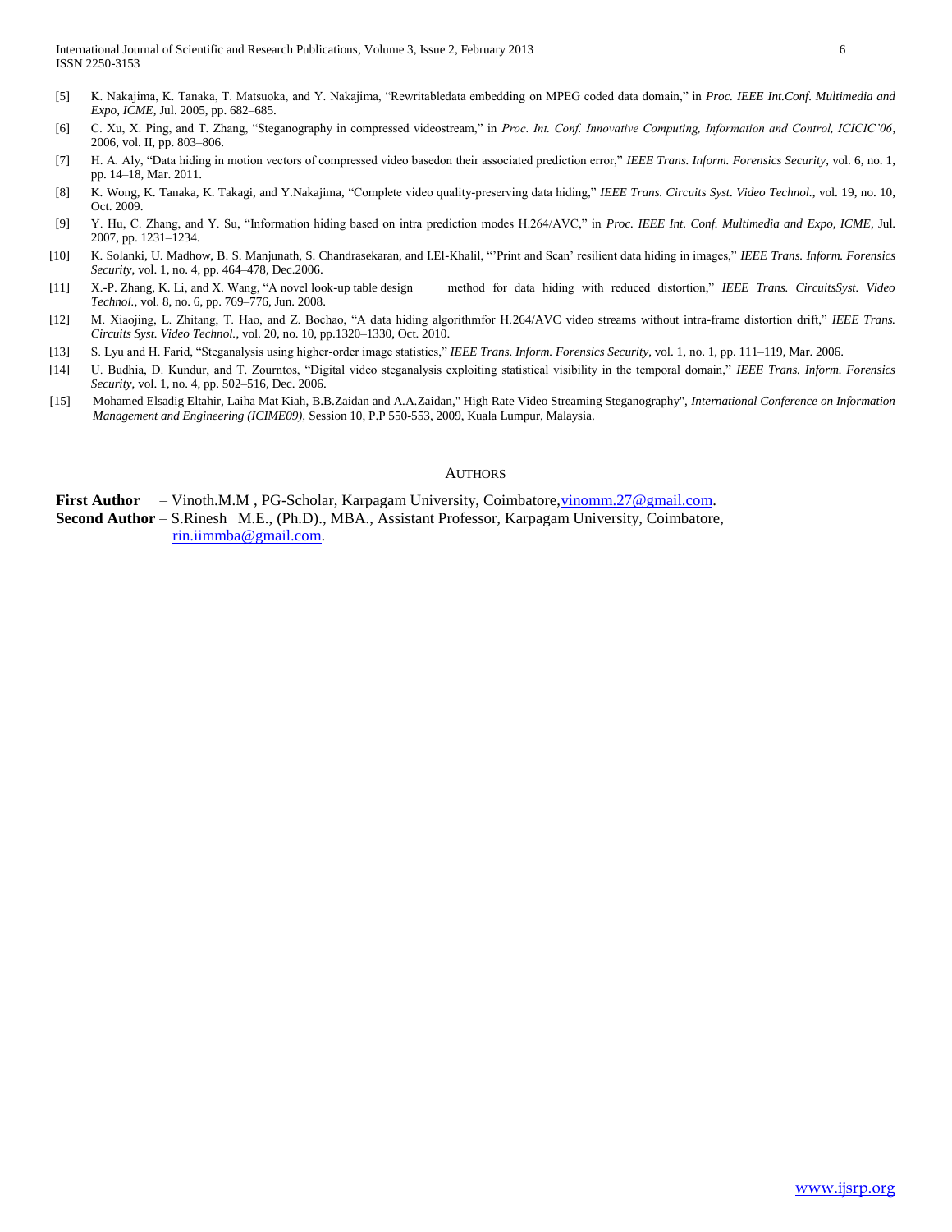[5] K. Nakajima, K. Tanaka, T. Matsuoka, and Y. Nakajima, "Rewritabledata embedding on MPEG coded data domain," in *Proc. IEEE Int.Conf. Multimedia and Expo, ICME*, Jul. 2005, pp. 682–685.

[6] C. Xu, X. Ping, and T. Zhang, "Steganography in compressed videostream," in *Proc. Int. Conf. Innovative Computing, Information and Control, ICICIC'06*, 2006, vol. II, pp. 803–806.

[7] H. A. Aly, "Data hiding in motion vectors of compressed video basedon their associated prediction error," *IEEE Trans. Inform. Forensics Security*, vol. 6, no. 1, pp. 14–18, Mar. 2011.

[8] K. Wong, K. Tanaka, K. Takagi, and Y.Nakajima, "Complete video quality-preserving data hiding," *IEEE Trans. Circuits Syst. Video Technol.*, vol. 19, no. 10, Oct. 2009.

[9] Y. Hu, C. Zhang, and Y. Su, "Information hiding based on intra prediction modes H.264/AVC," in *Proc. IEEE Int. Conf. Multimedia and Expo, ICME*, Jul. 2007, pp. 1231–1234.

[10] K. Solanki, U. Madhow, B. S. Manjunath, S. Chandrasekaran, and I.El-Khalil, "'Print and Scan' resilient data hiding in images," *IEEE Trans. Inform. Forensics Security*, vol. 1, no. 4, pp. 464–478, Dec.2006.

[11] X.-P. Zhang, K. Li, and X. Wang, "A novel look-up table design method for data hiding with reduced distortion," *IEEE Trans. CircuitsSyst. Video Technol.*, vol. 8, no. 6, pp. 769–776, Jun. 2008.

[12] M. Xiaojing, L. Zhitang, T. Hao, and Z. Bochao, "A data hiding algorithmfor H.264/AVC video streams without intra-frame distortion drift," *IEEE Trans. Circuits Syst. Video Technol.*, vol. 20, no. 10, pp.1320–1330, Oct. 2010.

[13] S. Lyu and H. Farid, "Steganalysis using higher-order image statistics," *IEEE Trans. Inform. Forensics Security*, vol. 1, no. 1, pp. 111–119, Mar. 2006.

[14] U. Budhia, D. Kundur, and T. Zourntos, "Digital video steganalysis exploiting statistical visibility in the temporal domain," *IEEE Trans. Inform. Forensics Security*, vol. 1, no. 4, pp. 502–516, Dec. 2006.

[15] Mohamed Elsadig Eltahir, Laiha Mat Kiah, B.B.Zaidan and A.A.Zaidan," High Rate Video Streaming Steganography", *International Conference on Information Management and Engineering (ICIME09)*, Session 10, P.P 550-553, 2009, Kuala Lumpur, Malaysia.

## AUTHORS

**First Author** – Vinoth.M.M , PG-Scholar, Karpagam University, Coimbatore,vinomm.27@gmail.com.

**Second Author** – S.Rinesh M.E., (Ph.D)., MBA., Assistant Professor, Karpagam University, Coimbatore, rin.iimmba@gmail.com.